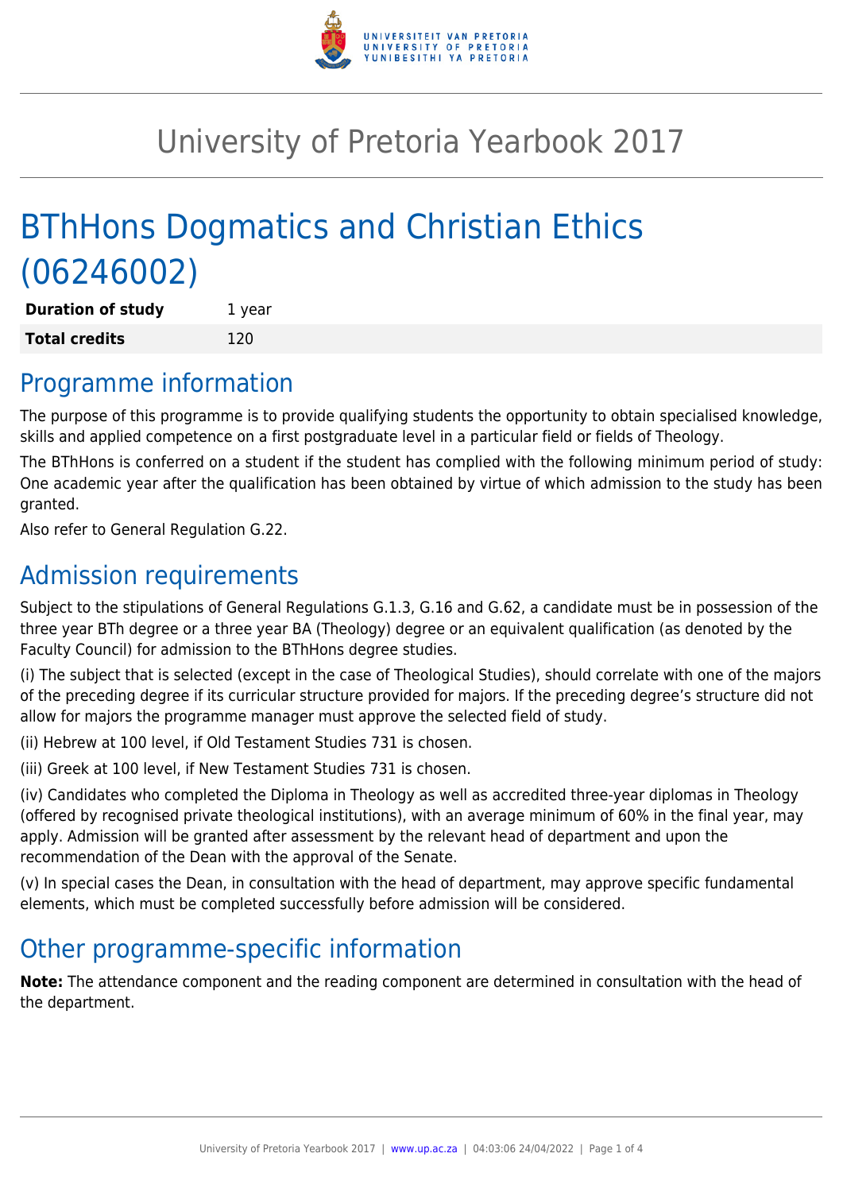# University of Pretoria Yearbook 2017

# BThHons Dogmatics and Christian Ethics (06246002)

| | |
|---|---|
| **Duration of study** | 1 year |
| **Total credits** | 120 |

## Programme information

The purpose of this programme is to provide qualifying students the opportunity to obtain specialised knowledge, skills and applied competence on a first postgraduate level in a particular field or fields of Theology.

The BThHons is conferred on a student if the student has complied with the following minimum period of study: One academic year after the qualification has been obtained by virtue of which admission to the study has been granted.

Also refer to General Regulation G.22.

## Admission requirements

Subject to the stipulations of General Regulations G.1.3, G.16 and G.62, a candidate must be in possession of the three year BTh degree or a three year BA (Theology) degree or an equivalent qualification (as denoted by the Faculty Council) for admission to the BThHons degree studies.

(i) The subject that is selected (except in the case of Theological Studies), should correlate with one of the majors of the preceding degree if its curricular structure provided for majors. If the preceding degree's structure did not allow for majors the programme manager must approve the selected field of study.

(ii) Hebrew at 100 level, if Old Testament Studies 731 is chosen.

(iii) Greek at 100 level, if New Testament Studies 731 is chosen.

(iv) Candidates who completed the Diploma in Theology as well as accredited three-year diplomas in Theology (offered by recognised private theological institutions), with an average minimum of 60% in the final year, may apply. Admission will be granted after assessment by the relevant head of department and upon the recommendation of the Dean with the approval of the Senate.

(v) In special cases the Dean, in consultation with the head of department, may approve specific fundamental elements, which must be completed successfully before admission will be considered.

## Other programme-specific information

**Note:** The attendance component and the reading component are determined in consultation with the head of the department.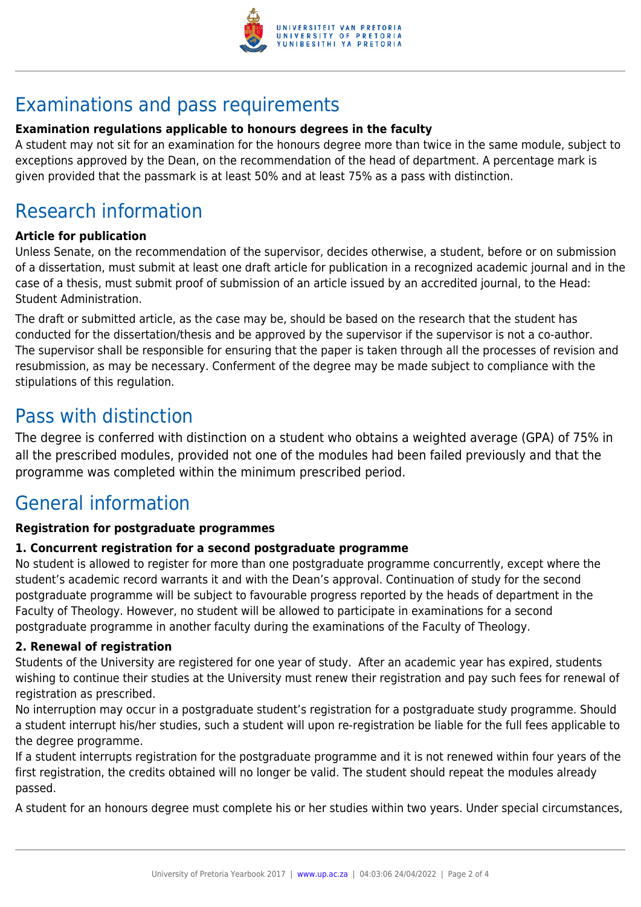# Examinations and pass requirements

**Examination regulations applicable to honours degrees in the faculty**

A student may not sit for an examination for the honours degree more than twice in the same module, subject to exceptions approved by the Dean, on the recommendation of the head of department. A percentage mark is given provided that the passmark is at least 50% and at least 75% as a pass with distinction.

# Research information

**Article for publication**

Unless Senate, on the recommendation of the supervisor, decides otherwise, a student, before or on submission of a dissertation, must submit at least one draft article for publication in a recognized academic journal and in the case of a thesis, must submit proof of submission of an article issued by an accredited journal, to the Head: Student Administration.

The draft or submitted article, as the case may be, should be based on the research that the student has conducted for the dissertation/thesis and be approved by the supervisor if the supervisor is not a co-author. The supervisor shall be responsible for ensuring that the paper is taken through all the processes of revision and resubmission, as may be necessary. Conferment of the degree may be made subject to compliance with the stipulations of this regulation.

# Pass with distinction

The degree is conferred with distinction on a student who obtains a weighted average (GPA) of 75% in all the prescribed modules, provided not one of the modules had been failed previously and that the programme was completed within the minimum prescribed period.

# General information

**Registration for postgraduate programmes**

**1. Concurrent registration for a second postgraduate programme**

No student is allowed to register for more than one postgraduate programme concurrently, except where the student's academic record warrants it and with the Dean's approval. Continuation of study for the second postgraduate programme will be subject to favourable progress reported by the heads of department in the Faculty of Theology. However, no student will be allowed to participate in examinations for a second postgraduate programme in another faculty during the examinations of the Faculty of Theology.

**2. Renewal of registration**

Students of the University are registered for one year of study. After an academic year has expired, students wishing to continue their studies at the University must renew their registration and pay such fees for renewal of registration as prescribed.

No interruption may occur in a postgraduate student's registration for a postgraduate study programme. Should a student interrupt his/her studies, such a student will upon re-registration be liable for the full fees applicable to the degree programme.

If a student interrupts registration for the postgraduate programme and it is not renewed within four years of the first registration, the credits obtained will no longer be valid. The student should repeat the modules already passed.

A student for an honours degree must complete his or her studies within two years. Under special circumstances,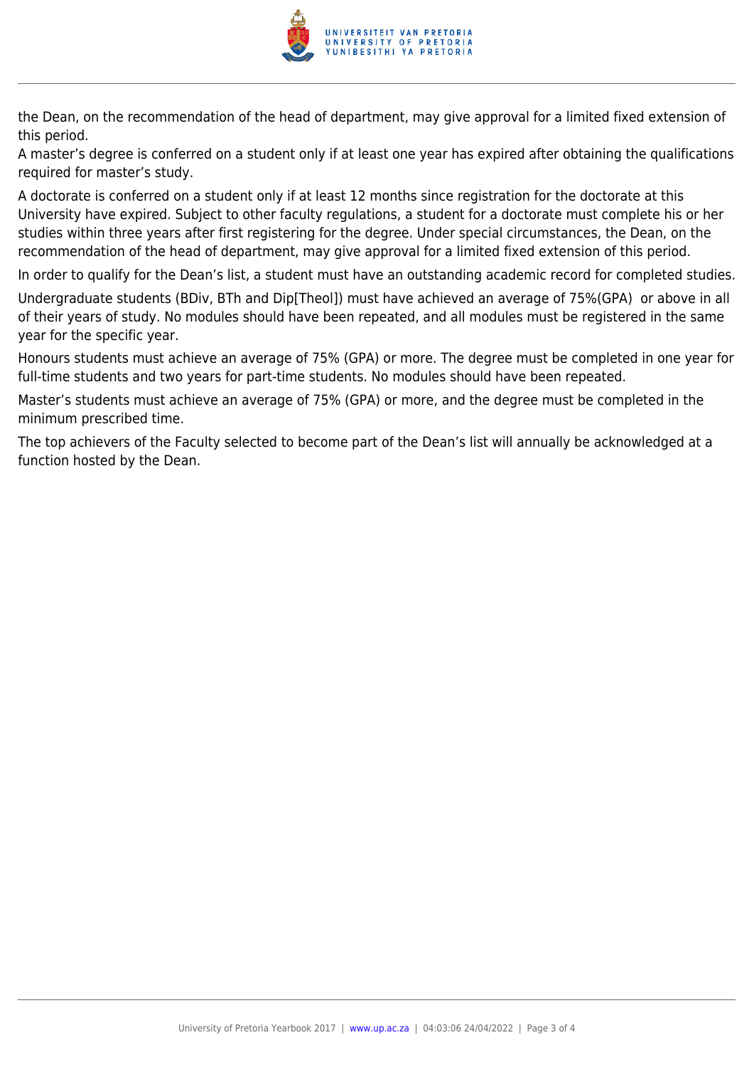the Dean, on the recommendation of the head of department, may give approval for a limited fixed extension of this period.
A master’s degree is conferred on a student only if at least one year has expired after obtaining the qualifications required for master’s study.

A doctorate is conferred on a student only if at least 12 months since registration for the doctorate at this University have expired. Subject to other faculty regulations, a student for a doctorate must complete his or her studies within three years after first registering for the degree. Under special circumstances, the Dean, on the recommendation of the head of department, may give approval for a limited fixed extension of this period.

In order to qualify for the Dean’s list, a student must have an outstanding academic record for completed studies.

Undergraduate students (BDiv, BTh and Dip[Theol]) must have achieved an average of 75%(GPA) or above in all of their years of study. No modules should have been repeated, and all modules must be registered in the same year for the specific year.

Honours students must achieve an average of 75% (GPA) or more. The degree must be completed in one year for full-time students and two years for part-time students. No modules should have been repeated.

Master’s students must achieve an average of 75% (GPA) or more, and the degree must be completed in the minimum prescribed time.

The top achievers of the Faculty selected to become part of the Dean’s list will annually be acknowledged at a function hosted by the Dean.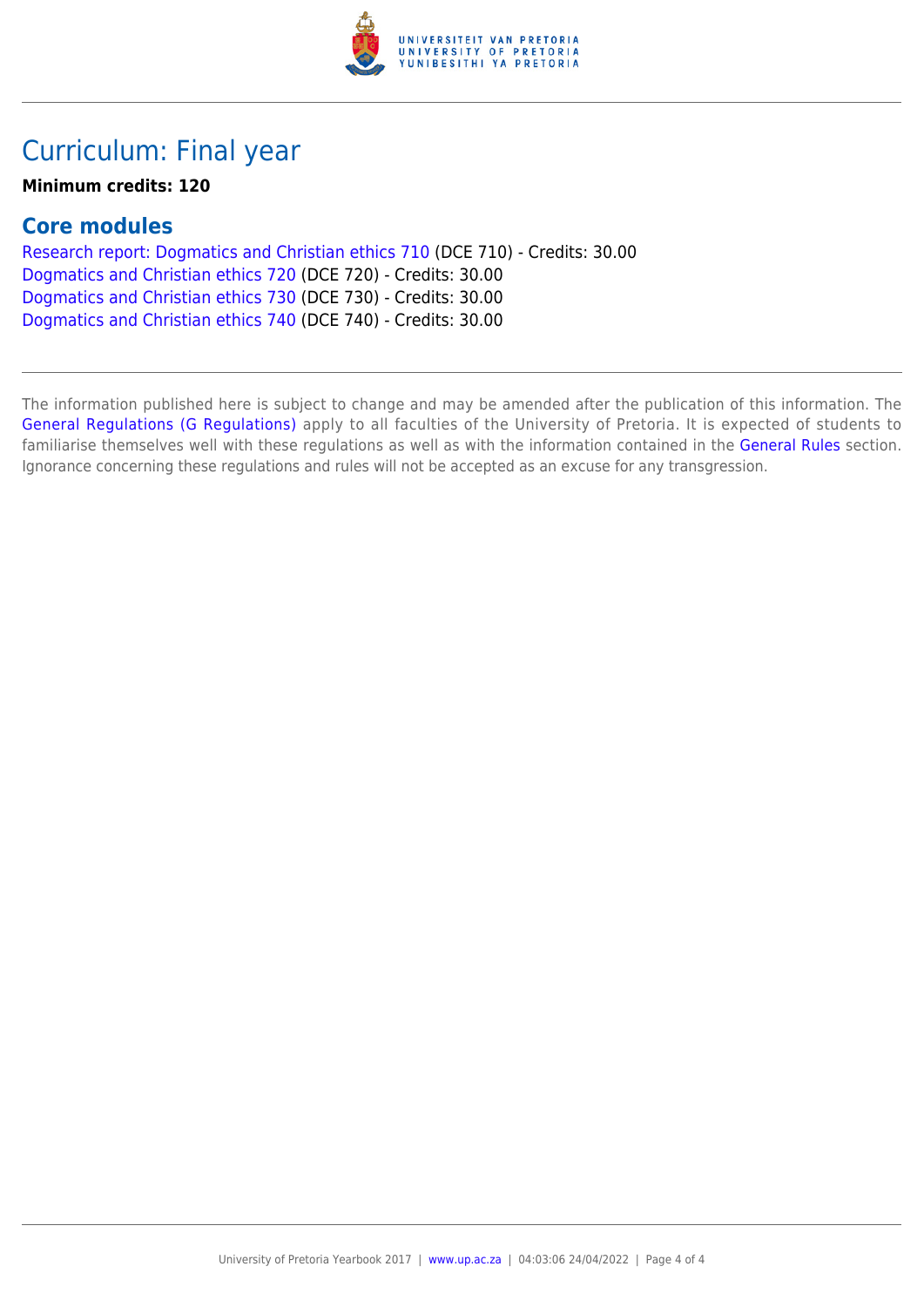## Curriculum: Final year

**Minimum credits: 120**

### Core modules

Research report: Dogmatics and Christian ethics 710 (DCE 710) - Credits: 30.00
Dogmatics and Christian ethics 720 (DCE 720) - Credits: 30.00
Dogmatics and Christian ethics 730 (DCE 730) - Credits: 30.00
Dogmatics and Christian ethics 740 (DCE 740) - Credits: 30.00

---

The information published here is subject to change and may be amended after the publication of this information. The General Regulations (G Regulations) apply to all faculties of the University of Pretoria. It is expected of students to familiarise themselves well with these regulations as well as with the information contained in the General Rules section. Ignorance concerning these regulations and rules will not be accepted as an excuse for any transgression.